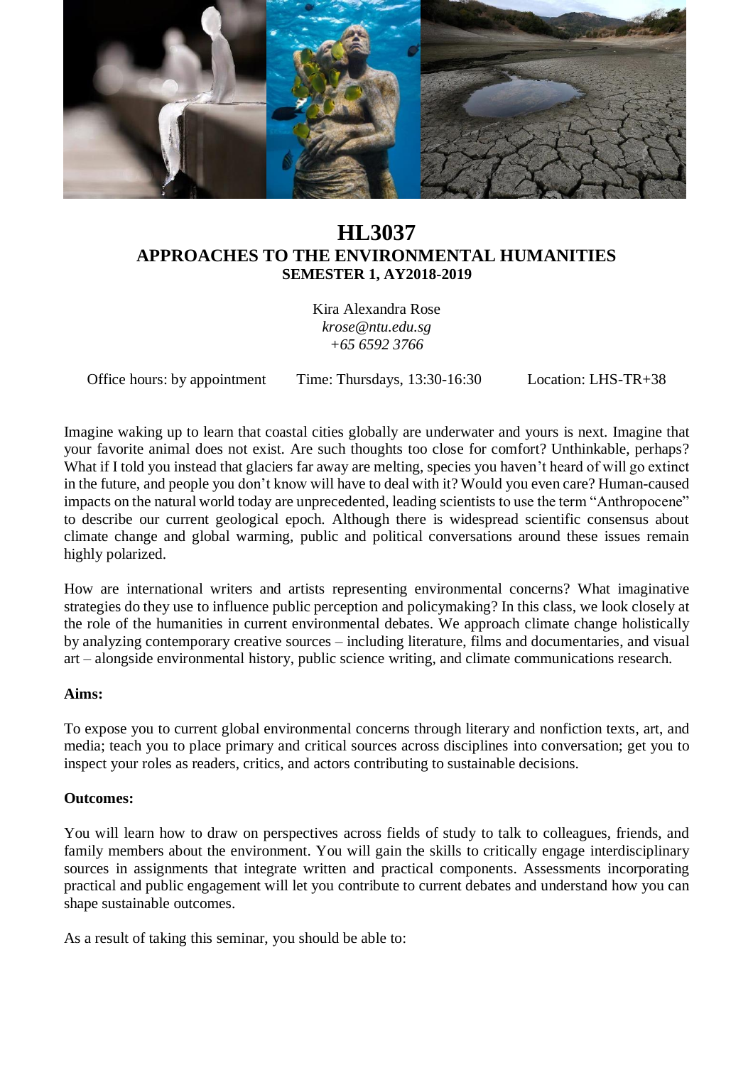# HL3037

## APPROACHES TO THE ENVIRONMENTAL HUMANITIES

### SEMESTER 1, AY2018-2019

Kira Alexandra Rose
*krose@ntu.edu.sg*
*+65 6592 3766*

Office hours: by appointment    Time: Thursdays, 13:30-16:30    Location: LHS-TR+38

Imagine waking up to learn that coastal cities globally are underwater and yours is next. Imagine that your favorite animal does not exist. Are such thoughts too close for comfort? Unthinkable, perhaps? What if I told you instead that glaciers far away are melting, species you haven't heard of will go extinct in the future, and people you don't know will have to deal with it? Would you even care? Human-caused impacts on the natural world today are unprecedented, leading scientists to use the term "Anthropocene" to describe our current geological epoch. Although there is widespread scientific consensus about climate change and global warming, public and political conversations around these issues remain highly polarized.

How are international writers and artists representing environmental concerns? What imaginative strategies do they use to influence public perception and policymaking? In this class, we look closely at the role of the humanities in current environmental debates. We approach climate change holistically by analyzing contemporary creative sources – including literature, films and documentaries, and visual art – alongside environmental history, public science writing, and climate communications research.

**Aims:**

To expose you to current global environmental concerns through literary and nonfiction texts, art, and media; teach you to place primary and critical sources across disciplines into conversation; get you to inspect your roles as readers, critics, and actors contributing to sustainable decisions.

**Outcomes:**

You will learn how to draw on perspectives across fields of study to talk to colleagues, friends, and family members about the environment. You will gain the skills to critically engage interdisciplinary sources in assignments that integrate written and practical components. Assessments incorporating practical and public engagement will let you contribute to current debates and understand how you can shape sustainable outcomes.

As a result of taking this seminar, you should be able to: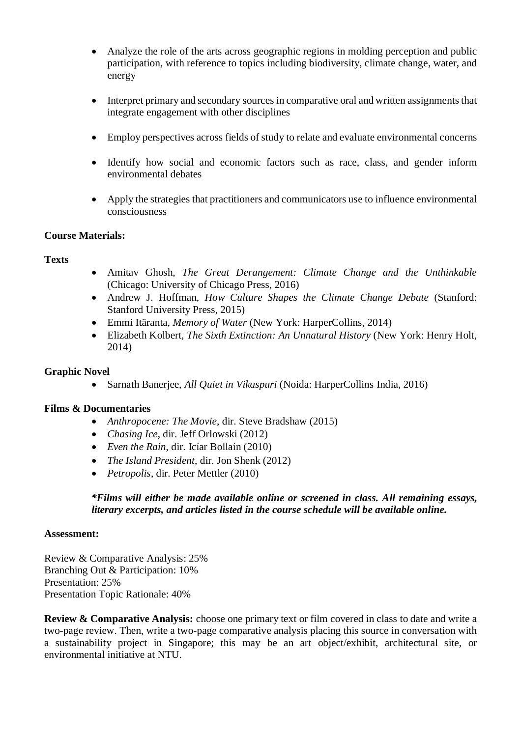- Analyze the role of the arts across geographic regions in molding perception and public participation, with reference to topics including biodiversity, climate change, water, and energy

- Interpret primary and secondary sources in comparative oral and written assignments that integrate engagement with other disciplines

- Employ perspectives across fields of study to relate and evaluate environmental concerns

- Identify how social and economic factors such as race, class, and gender inform environmental debates

- Apply the strategies that practitioners and communicators use to influence environmental consciousness

**Course Materials:**

**Texts**

- Amitav Ghosh, *The Great Derangement: Climate Change and the Unthinkable* (Chicago: University of Chicago Press, 2016)
- Andrew J. Hoffman, *How Culture Shapes the Climate Change Debate* (Stanford: Stanford University Press, 2015)
- Emmi Itäranta, *Memory of Water* (New York: HarperCollins, 2014)
- Elizabeth Kolbert, *The Sixth Extinction: An Unnatural History* (New York: Henry Holt, 2014)

**Graphic Novel**

- Sarnath Banerjee, *All Quiet in Vikaspuri* (Noida: HarperCollins India, 2016)

**Films & Documentaries**

- *Anthropocene: The Movie*, dir. Steve Bradshaw (2015)
- *Chasing Ice*, dir. Jeff Orlowski (2012)
- *Even the Rain*, dir. Icíar Bollaín (2010)
- *The Island President*, dir. Jon Shenk (2012)
- *Petropolis*, dir. Peter Mettler (2010)

***\*Films will either be made available online or screened in class. All remaining essays, literary excerpts, and articles listed in the course schedule will be available online.***

**Assessment:**

Review & Comparative Analysis: 25%
Branching Out & Participation: 10%
Presentation: 25%
Presentation Topic Rationale: 40%

**Review & Comparative Analysis:** choose one primary text or film covered in class to date and write a two-page review. Then, write a two-page comparative analysis placing this source in conversation with a sustainability project in Singapore; this may be an art object/exhibit, architectural site, or environmental initiative at NTU.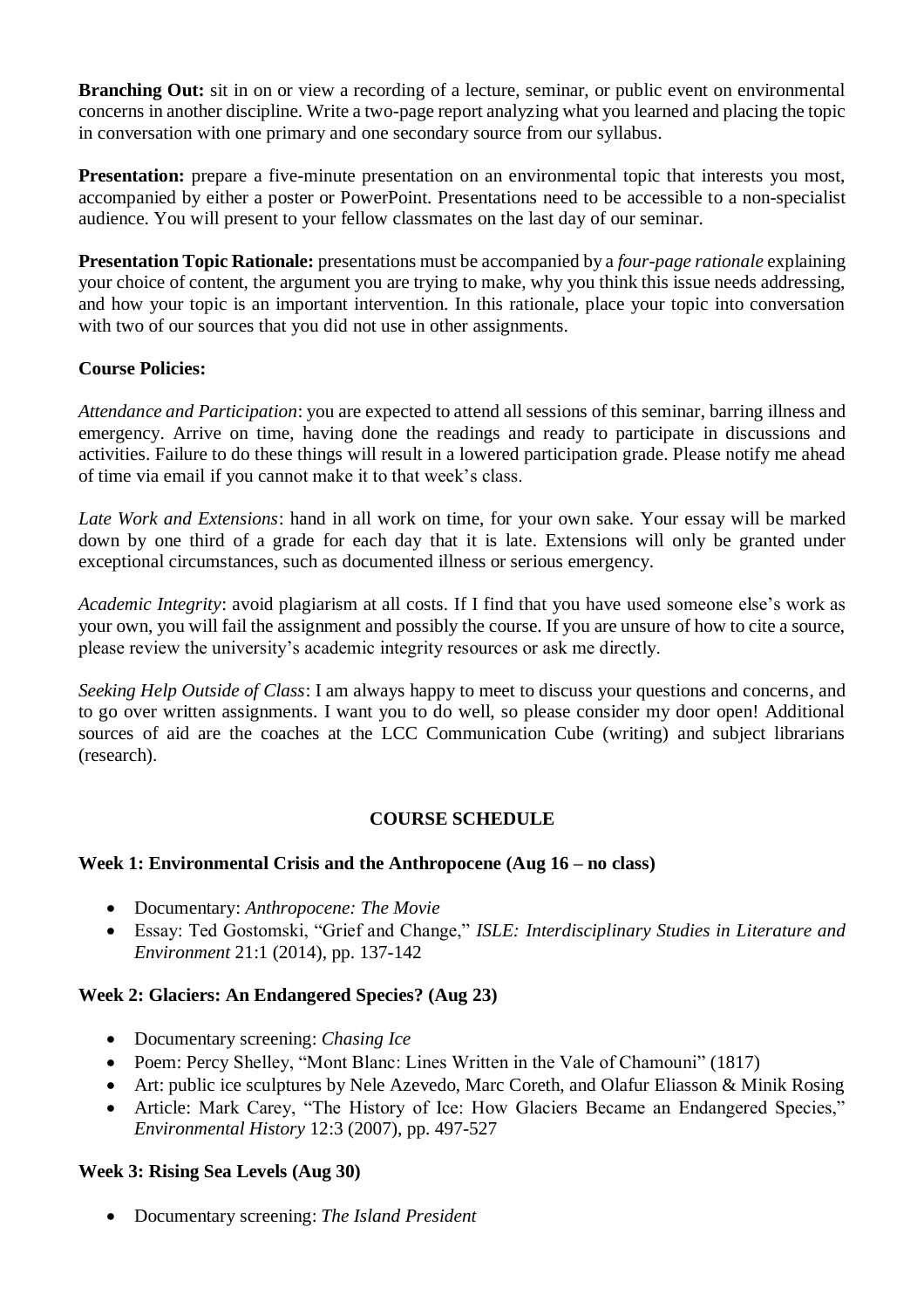**Branching Out:** sit in on or view a recording of a lecture, seminar, or public event on environmental concerns in another discipline. Write a two-page report analyzing what you learned and placing the topic in conversation with one primary and one secondary source from our syllabus.

**Presentation:** prepare a five-minute presentation on an environmental topic that interests you most, accompanied by either a poster or PowerPoint. Presentations need to be accessible to a non-specialist audience. You will present to your fellow classmates on the last day of our seminar.

**Presentation Topic Rationale:** presentations must be accompanied by a *four-page rationale* explaining your choice of content, the argument you are trying to make, why you think this issue needs addressing, and how your topic is an important intervention. In this rationale, place your topic into conversation with two of our sources that you did not use in other assignments.

**Course Policies:**

*Attendance and Participation*: you are expected to attend all sessions of this seminar, barring illness and emergency. Arrive on time, having done the readings and ready to participate in discussions and activities. Failure to do these things will result in a lowered participation grade. Please notify me ahead of time via email if you cannot make it to that week's class.

*Late Work and Extensions*: hand in all work on time, for your own sake. Your essay will be marked down by one third of a grade for each day that it is late. Extensions will only be granted under exceptional circumstances, such as documented illness or serious emergency.

*Academic Integrity*: avoid plagiarism at all costs. If I find that you have used someone else's work as your own, you will fail the assignment and possibly the course. If you are unsure of how to cite a source, please review the university's academic integrity resources or ask me directly.

*Seeking Help Outside of Class*: I am always happy to meet to discuss your questions and concerns, and to go over written assignments. I want you to do well, so please consider my door open! Additional sources of aid are the coaches at the LCC Communication Cube (writing) and subject librarians (research).

## COURSE SCHEDULE

### Week 1: Environmental Crisis and the Anthropocene (Aug 16 – no class)

- Documentary: *Anthropocene: The Movie*
- Essay: Ted Gostomski, "Grief and Change," *ISLE: Interdisciplinary Studies in Literature and Environment* 21:1 (2014), pp. 137-142

### Week 2: Glaciers: An Endangered Species? (Aug 23)

- Documentary screening: *Chasing Ice*
- Poem: Percy Shelley, "Mont Blanc: Lines Written in the Vale of Chamouni" (1817)
- Art: public ice sculptures by Nele Azevedo, Marc Coreth, and Olafur Eliasson & Minik Rosing
- Article: Mark Carey, "The History of Ice: How Glaciers Became an Endangered Species," *Environmental History* 12:3 (2007), pp. 497-527

### Week 3: Rising Sea Levels (Aug 30)

- Documentary screening: *The Island President*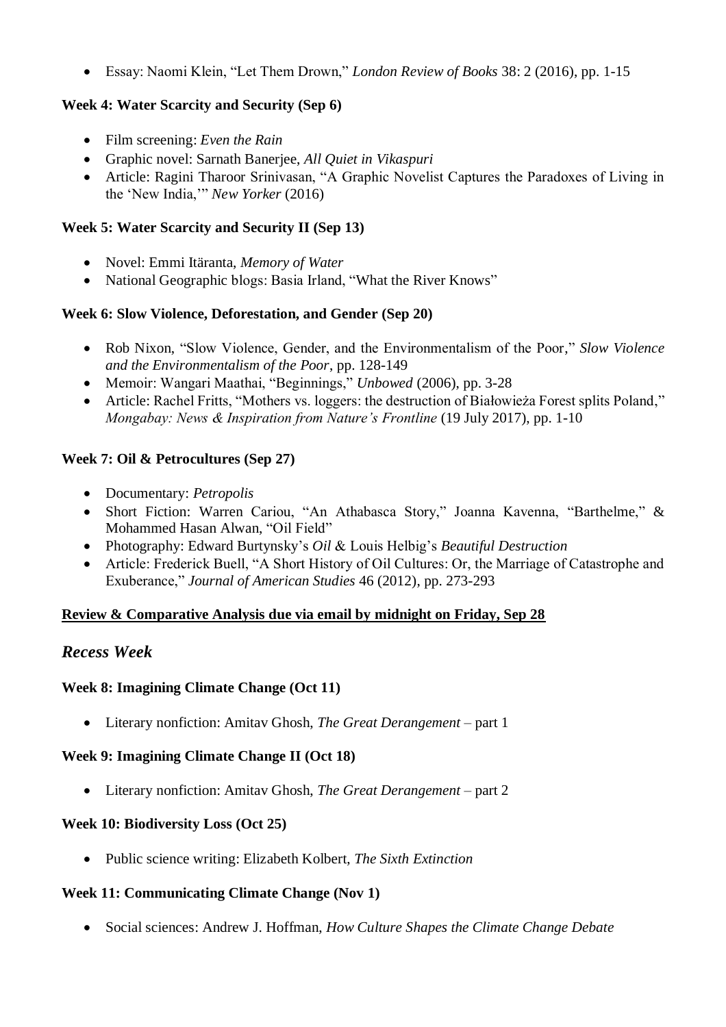- Essay: Naomi Klein, "Let Them Drown," *London Review of Books* 38: 2 (2016), pp. 1-15

**Week 4: Water Scarcity and Security (Sep 6)**

- Film screening: *Even the Rain*
- Graphic novel: Sarnath Banerjee, *All Quiet in Vikaspuri*
- Article: Ragini Tharoor Srinivasan, "A Graphic Novelist Captures the Paradoxes of Living in the 'New India,'" *New Yorker* (2016)

**Week 5: Water Scarcity and Security II (Sep 13)**

- Novel: Emmi Itäranta, *Memory of Water*
- National Geographic blogs: Basia Irland, "What the River Knows"

**Week 6: Slow Violence, Deforestation, and Gender (Sep 20)**

- Rob Nixon, "Slow Violence, Gender, and the Environmentalism of the Poor," *Slow Violence and the Environmentalism of the Poor*, pp. 128-149
- Memoir: Wangari Maathai, "Beginnings," *Unbowed* (2006), pp. 3-28
- Article: Rachel Fritts, "Mothers vs. loggers: the destruction of Białowieża Forest splits Poland," *Mongabay: News & Inspiration from Nature's Frontline* (19 July 2017), pp. 1-10

**Week 7: Oil & Petrocultures (Sep 27)**

- Documentary: *Petropolis*
- Short Fiction: Warren Cariou, "An Athabasca Story," Joanna Kavenna, "Barthelme," & Mohammed Hasan Alwan, "Oil Field"
- Photography: Edward Burtynsky's *Oil* & Louis Helbig's *Beautiful Destruction*
- Article: Frederick Buell, "A Short History of Oil Cultures: Or, the Marriage of Catastrophe and Exuberance," *Journal of American Studies* 46 (2012), pp. 273-293

**Review & Comparative Analysis due via email by midnight on Friday, Sep 28**

## *Recess Week*

**Week 8: Imagining Climate Change (Oct 11)**

- Literary nonfiction: Amitav Ghosh, *The Great Derangement* – part 1

**Week 9: Imagining Climate Change II (Oct 18)**

- Literary nonfiction: Amitav Ghosh, *The Great Derangement* – part 2

**Week 10: Biodiversity Loss (Oct 25)**

- Public science writing: Elizabeth Kolbert, *The Sixth Extinction*

**Week 11: Communicating Climate Change (Nov 1)**

- Social sciences: Andrew J. Hoffman, *How Culture Shapes the Climate Change Debate*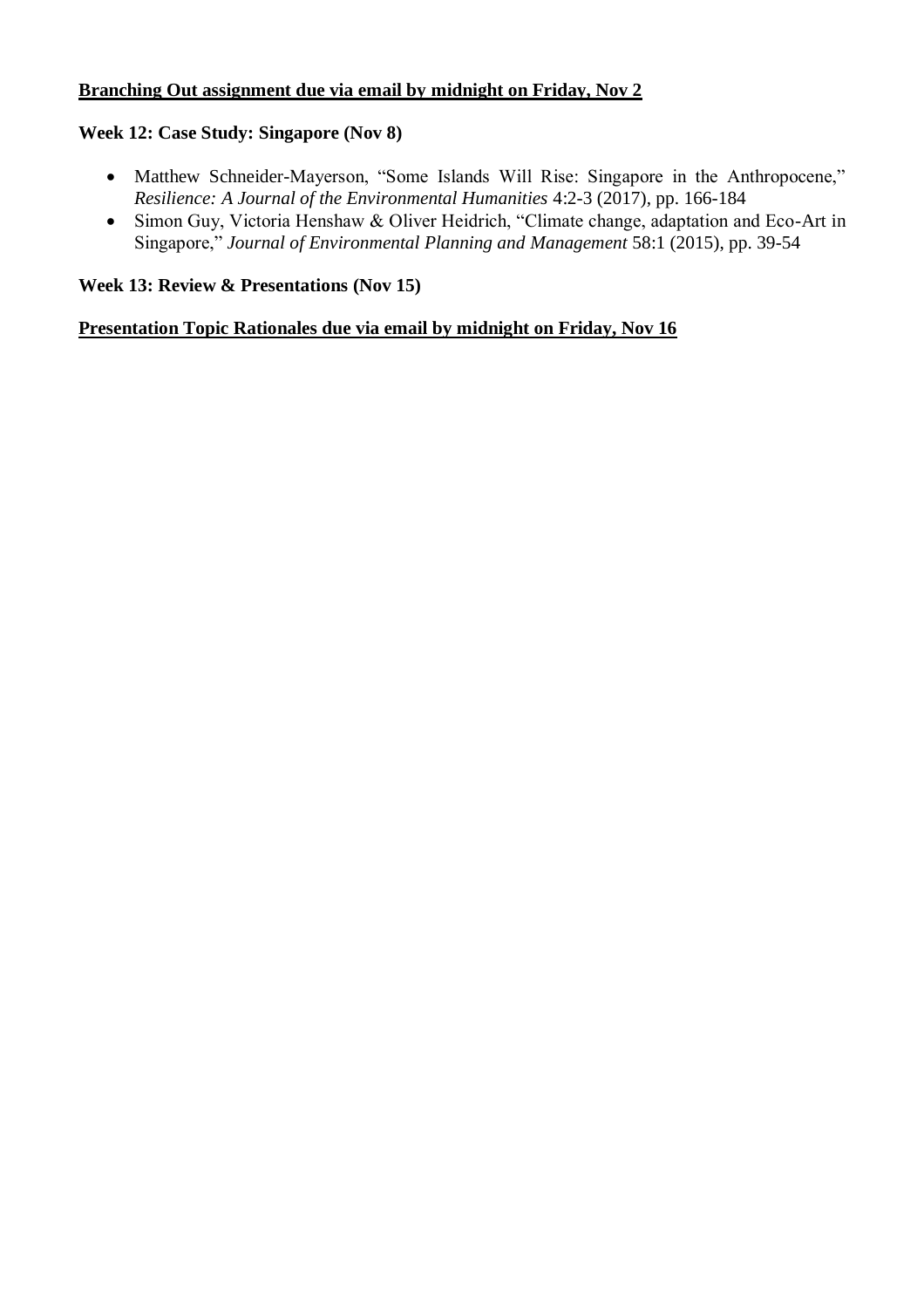**<u>Branching Out assignment due via email by midnight on Friday, Nov 2</u>**

**Week 12: Case Study: Singapore (Nov 8)**

- Matthew Schneider-Mayerson, "Some Islands Will Rise: Singapore in the Anthropocene," *Resilience: A Journal of the Environmental Humanities* 4:2-3 (2017), pp. 166-184
- Simon Guy, Victoria Henshaw & Oliver Heidrich, "Climate change, adaptation and Eco-Art in Singapore," *Journal of Environmental Planning and Management* 58:1 (2015), pp. 39-54

**Week 13: Review & Presentations (Nov 15)**

**<u>Presentation Topic Rationales due via email by midnight on Friday, Nov 16</u>**